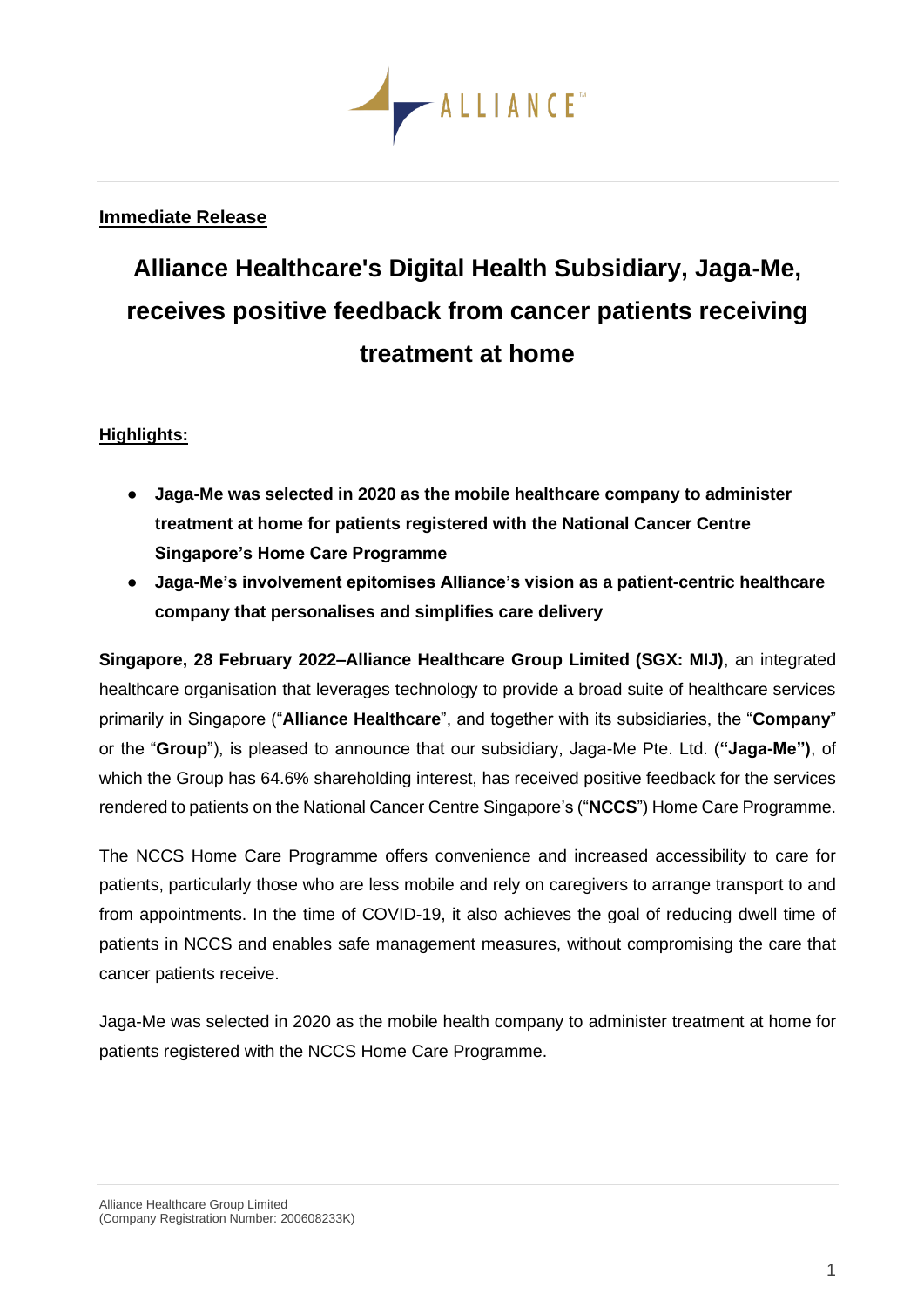**Immediate Release**

# Alliance Healthcare's Digital Health Subsidiary, Jaga-Me, receives positive feedback from cancer patients receiving treatment at home

**Highlights:**

- **Jaga-Me was selected in 2020 as the mobile healthcare company to administer treatment at home for patients registered with the National Cancer Centre Singapore's Home Care Programme**
- **Jaga-Me's involvement epitomises Alliance's vision as a patient-centric healthcare company that personalises and simplifies care delivery**

**Singapore, 28 February 2022–Alliance Healthcare Group Limited (SGX: MIJ)**, an integrated healthcare organisation that leverages technology to provide a broad suite of healthcare services primarily in Singapore ("**Alliance Healthcare**", and together with its subsidiaries, the "**Company**" or the "**Group**"), is pleased to announce that our subsidiary, Jaga-Me Pte. Ltd. (**"Jaga-Me")**, of which the Group has 64.6% shareholding interest, has received positive feedback for the services rendered to patients on the National Cancer Centre Singapore's ("**NCCS**") Home Care Programme.

The NCCS Home Care Programme offers convenience and increased accessibility to care for patients, particularly those who are less mobile and rely on caregivers to arrange transport to and from appointments. In the time of COVID-19, it also achieves the goal of reducing dwell time of patients in NCCS and enables safe management measures, without compromising the care that cancer patients receive.

Jaga-Me was selected in 2020 as the mobile health company to administer treatment at home for patients registered with the NCCS Home Care Programme.

Alliance Healthcare Group Limited
(Company Registration Number: 200608233K)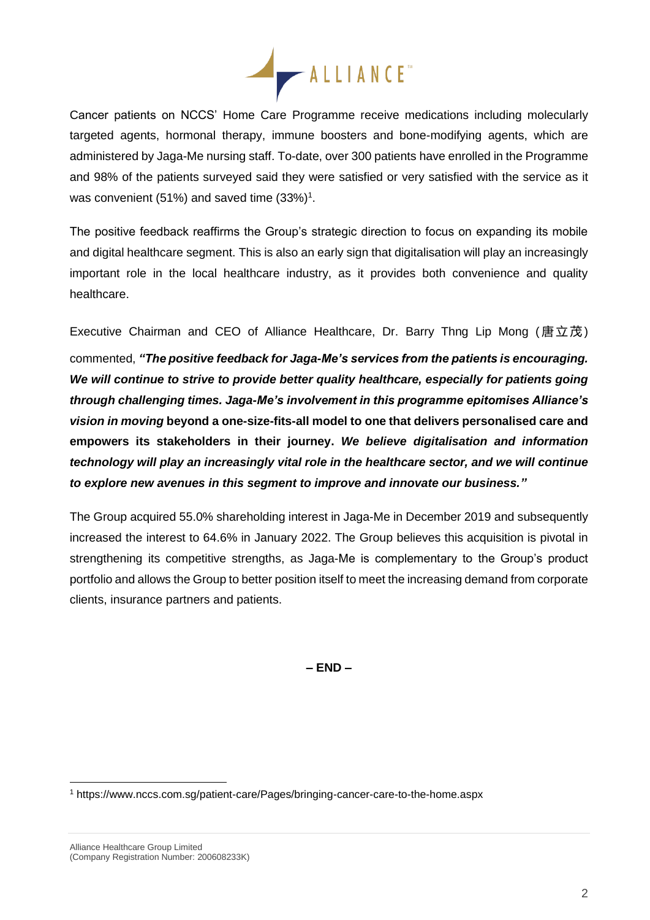Cancer patients on NCCS' Home Care Programme receive medications including molecularly targeted agents, hormonal therapy, immune boosters and bone-modifying agents, which are administered by Jaga-Me nursing staff. To-date, over 300 patients have enrolled in the Programme and 98% of the patients surveyed said they were satisfied or very satisfied with the service as it was convenient (51%) and saved time (33%)[1].

The positive feedback reaffirms the Group's strategic direction to focus on expanding its mobile and digital healthcare segment. This is also an early sign that digitalisation will play an increasingly important role in the local healthcare industry, as it provides both convenience and quality healthcare.

Executive Chairman and CEO of Alliance Healthcare, Dr. Barry Thng Lip Mong (唐立茂) commented, ***"The positive feedback for Jaga-Me's services from the patients is encouraging. We will continue to strive to provide better quality healthcare, especially for patients going through challenging times. Jaga-Me's involvement in this programme epitomises Alliance's vision in moving*** **beyond a one-size-fits-all model to one that delivers personalised care and empowers its stakeholders in their journey.** ***We believe digitalisation and information technology will play an increasingly vital role in the healthcare sector, and we will continue to explore new avenues in this segment to improve and innovate our business."***

The Group acquired 55.0% shareholding interest in Jaga-Me in December 2019 and subsequently increased the interest to 64.6% in January 2022. The Group believes this acquisition is pivotal in strengthening its competitive strengths, as Jaga-Me is complementary to the Group's product portfolio and allows the Group to better position itself to meet the increasing demand from corporate clients, insurance partners and patients.

**– END –**

[1] https://www.nccs.com.sg/patient-care/Pages/bringing-cancer-care-to-the-home.aspx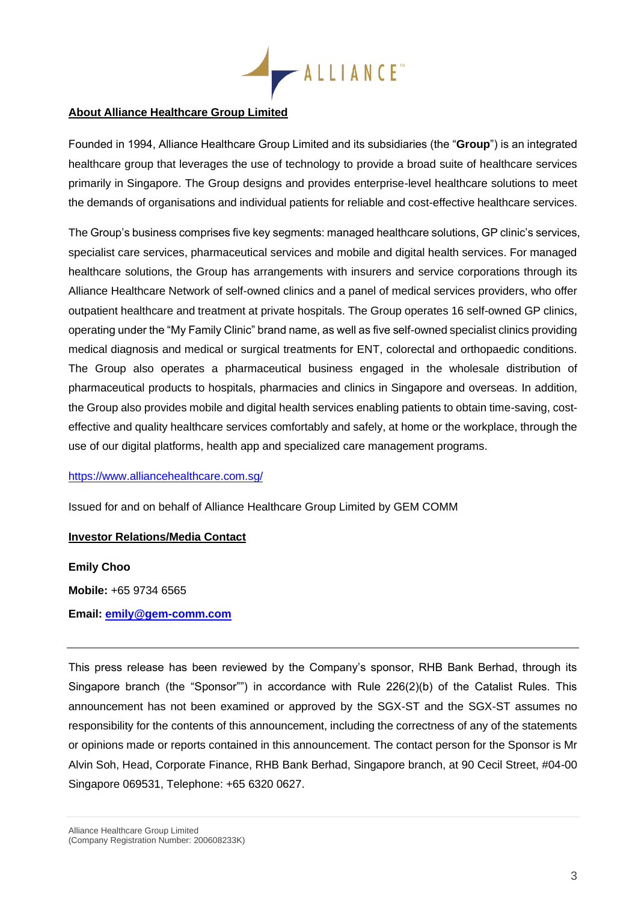## About Alliance Healthcare Group Limited

Founded in 1994, Alliance Healthcare Group Limited and its subsidiaries (the "**Group**") is an integrated healthcare group that leverages the use of technology to provide a broad suite of healthcare services primarily in Singapore. The Group designs and provides enterprise-level healthcare solutions to meet the demands of organisations and individual patients for reliable and cost-effective healthcare services.

The Group's business comprises five key segments: managed healthcare solutions, GP clinic's services, specialist care services, pharmaceutical services and mobile and digital health services. For managed healthcare solutions, the Group has arrangements with insurers and service corporations through its Alliance Healthcare Network of self-owned clinics and a panel of medical services providers, who offer outpatient healthcare and treatment at private hospitals. The Group operates 16 self-owned GP clinics, operating under the "My Family Clinic" brand name, as well as five self-owned specialist clinics providing medical diagnosis and medical or surgical treatments for ENT, colorectal and orthopaedic conditions. The Group also operates a pharmaceutical business engaged in the wholesale distribution of pharmaceutical products to hospitals, pharmacies and clinics in Singapore and overseas. In addition, the Group also provides mobile and digital health services enabling patients to obtain time-saving, cost-effective and quality healthcare services comfortably and safely, at home or the workplace, through the use of our digital platforms, health app and specialized care management programs.

https://www.alliancehealthcare.com.sg/

Issued for and on behalf of Alliance Healthcare Group Limited by GEM COMM

**Investor Relations/Media Contact**

**Emily Choo**

**Mobile:** +65 9734 6565

**Email:** **emily@gem-comm.com**

---

This press release has been reviewed by the Company's sponsor, RHB Bank Berhad, through its Singapore branch (the "Sponsor"") in accordance with Rule 226(2)(b) of the Catalist Rules. This announcement has not been examined or approved by the SGX-ST and the SGX-ST assumes no responsibility for the contents of this announcement, including the correctness of any of the statements or opinions made or reports contained in this announcement. The contact person for the Sponsor is Mr Alvin Soh, Head, Corporate Finance, RHB Bank Berhad, Singapore branch, at 90 Cecil Street, #04-00 Singapore 069531, Telephone: +65 6320 0627.

Alliance Healthcare Group Limited
(Company Registration Number: 200608233K)